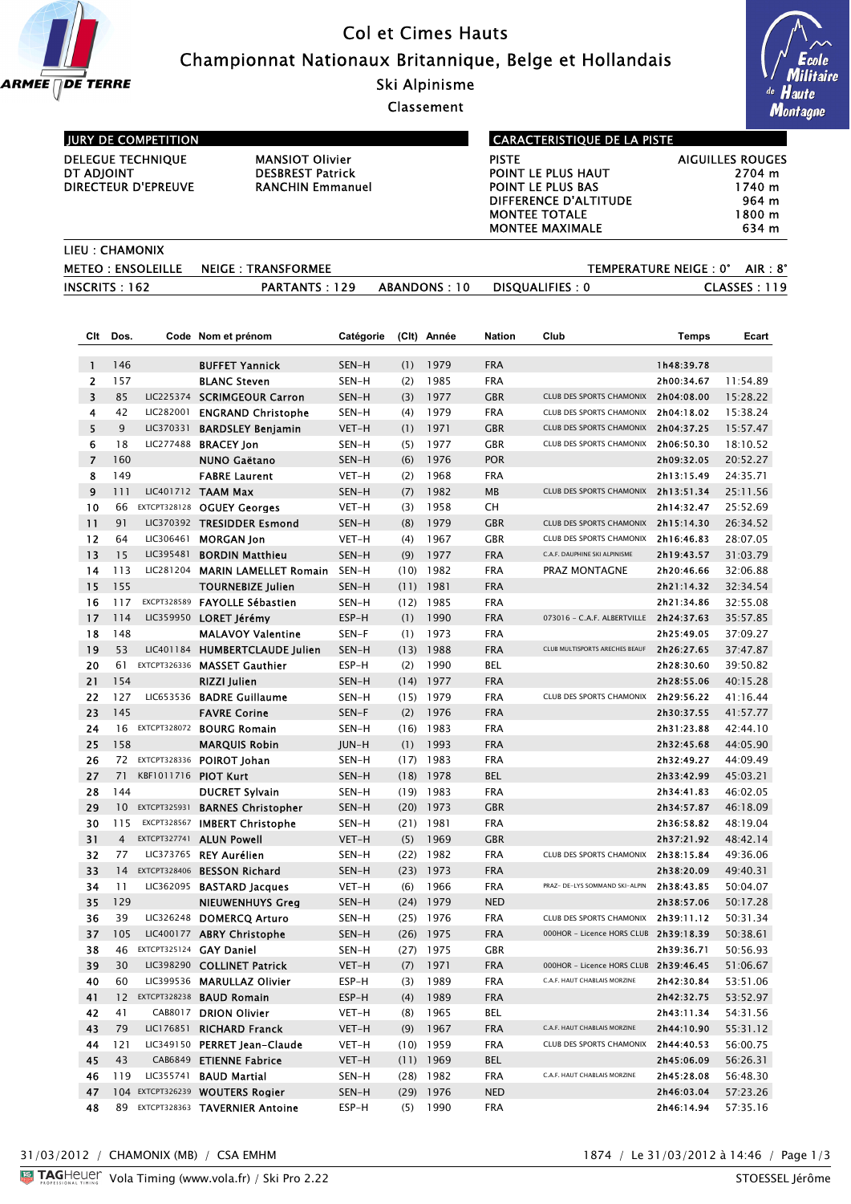# Col et Cimes Hauts

## Championnat Nationaux Britannique, Belge et Hollandais

### Ski Alpinisme

### Classement

| JURY DE COMPETITION | |
|---|---|
| DELEGUE TECHNIQUE | MANSIOT Olivier |
| DT ADJOINT | DESBREST Patrick |
| DIRECTEUR D'EPREUVE | RANCHIN Emmanuel |

| CARACTERISTIQUE DE LA PISTE | |
|---|---|
| PISTE | AIGUILLES ROUGES |
| POINT LE PLUS HAUT | 2704 m |
| POINT LE PLUS BAS | 1740 m |
| DIFFERENCE D'ALTITUDE | 964 m |
| MONTEE TOTALE | 1800 m |
| MONTEE MAXIMALE | 634 m |

LIEU : CHAMONIX

METEO : ENSOLEILLE　　NEIGE : TRANSFORMEE　　TEMPERATURE NEIGE : 0°　　AIR : 8°

INSCRITS : 162　　PARTANTS : 129　　ABANDONS : 10　　DISQUALIFIES : 0　　CLASSES : 119

| Clt | Dos. | Code | Nom et prénom | Catégorie | (Clt) | Année | Nation | Club | Temps | Ecart |
|---|---|---|---|---|---|---|---|---|---|---|
| 1 | 146 | | BUFFET Yannick | SEN-H | (1) | 1979 | FRA | | 1h48:39.78 | |
| 2 | 157 | | BLANC Steven | SEN-H | (2) | 1985 | FRA | | 2h00:34.67 | 11:54.89 |
| 3 | 85 | LIC225374 | SCRIMGEOUR Carron | SEN-H | (3) | 1977 | GBR | CLUB DES SPORTS CHAMONIX | 2h04:08.00 | 15:28.22 |
| 4 | 42 | LIC282001 | ENGRAND Christophe | SEN-H | (4) | 1979 | FRA | CLUB DES SPORTS CHAMONIX | 2h04:18.02 | 15:38.24 |
| 5 | 9 | LIC370331 | BARDSLEY Benjamin | VET-H | (1) | 1971 | GBR | CLUB DES SPORTS CHAMONIX | 2h04:37.25 | 15:57.47 |
| 6 | 18 | LIC277488 | BRACEY Jon | SEN-H | (5) | 1977 | GBR | CLUB DES SPORTS CHAMONIX | 2h06:50.30 | 18:10.52 |
| 7 | 160 | | NUNO Gaëtano | SEN-H | (6) | 1976 | POR | | 2h09:32.05 | 20:52.27 |
| 8 | 149 | | FABRE Laurent | VET-H | (2) | 1968 | FRA | | 2h13:15.49 | 24:35.71 |
| 9 | 111 | LIC401712 | TAAM Max | SEN-H | (7) | 1982 | MB | CLUB DES SPORTS CHAMONIX | 2h13:51.34 | 25:11.56 |
| 10 | 66 | EXTCPT328128 | OGUEY Georges | VET-H | (3) | 1958 | CH | | 2h14:32.47 | 25:52.69 |
| 11 | 91 | LIC370392 | TRESIDDER Esmond | SEN-H | (8) | 1979 | GBR | CLUB DES SPORTS CHAMONIX | 2h15:14.30 | 26:34.52 |
| 12 | 64 | LIC306461 | MORGAN Jon | VET-H | (4) | 1967 | GBR | CLUB DES SPORTS CHAMONIX | 2h16:46.83 | 28:07.05 |
| 13 | 15 | LIC395481 | BORDIN Matthieu | SEN-H | (9) | 1977 | FRA | C.A.F. DAUPHINE SKI ALPINISME | 2h19:43.57 | 31:03.79 |
| 14 | 113 | LIC281204 | MARIN LAMELLET Romain | SEN-H | (10) | 1982 | FRA | PRAZ MONTAGNE | 2h20:46.66 | 32:06.88 |
| 15 | 155 | | TOURNEBIZE Julien | SEN-H | (11) | 1981 | FRA | | 2h21:14.32 | 32:34.54 |
| 16 | 117 | EXCPT328589 | FAYOLLE Sébastien | SEN-H | (12) | 1985 | FRA | | 2h21:34.86 | 32:55.08 |
| 17 | 114 | LIC359950 | LORET Jérémy | ESP-H | (1) | 1990 | FRA | 073016 - C.A.F. ALBERTVILLE | 2h24:37.63 | 35:57.85 |
| 18 | 148 | | MALAVOY Valentine | SEN-F | (1) | 1973 | FRA | | 2h25:49.05 | 37:09.27 |
| 19 | 53 | LIC401184 | HUMBERTCLAUDE Julien | SEN-H | (13) | 1988 | FRA | CLUB MULTISPORTS ARECHES BEAUF | 2h26:27.65 | 37:47.87 |
| 20 | 61 | EXTCPT326336 | MASSET Gauthier | ESP-H | (2) | 1990 | BEL | | 2h28:30.60 | 39:50.82 |
| 21 | 154 | | RIZZI Julien | SEN-H | (14) | 1977 | FRA | | 2h28:55.06 | 40:15.28 |
| 22 | 127 | LIC653536 | BADRE Guillaume | SEN-H | (15) | 1979 | FRA | CLUB DES SPORTS CHAMONIX | 2h29:56.22 | 41:16.44 |
| 23 | 145 | | FAVRE Corine | SEN-F | (2) | 1976 | FRA | | 2h30:37.55 | 41:57.77 |
| 24 | 16 | EXTCPT328072 | BOURG Romain | SEN-H | (16) | 1983 | FRA | | 2h31:23.88 | 42:44.10 |
| 25 | 158 | | MARQUIS Robin | JUN-H | (1) | 1993 | FRA | | 2h32:45.68 | 44:05.90 |
| 26 | 72 | EXTCPT328336 | POIROT Johan | SEN-H | (17) | 1983 | FRA | | 2h32:49.27 | 44:09.49 |
| 27 | 71 | KBF1011716 | PIOT Kurt | SEN-H | (18) | 1978 | BEL | | 2h33:42.99 | 45:03.21 |
| 28 | 144 | | DUCRET Sylvain | SEN-H | (19) | 1983 | FRA | | 2h34:41.83 | 46:02.05 |
| 29 | 10 | EXTCPT325931 | BARNES Christopher | SEN-H | (20) | 1973 | GBR | | 2h34:57.87 | 46:18.09 |
| 30 | 115 | EXCPT328567 | IMBERT Christophe | SEN-H | (21) | 1981 | FRA | | 2h36:58.82 | 48:19.04 |
| 31 | 4 | EXTCPT327741 | ALUN Powell | VET-H | (5) | 1969 | GBR | | 2h37:21.92 | 48:42.14 |
| 32 | 77 | LIC373765 | REY Aurélien | SEN-H | (22) | 1982 | FRA | CLUB DES SPORTS CHAMONIX | 2h38:15.84 | 49:36.06 |
| 33 | 14 | EXTCPT328406 | BESSON Richard | SEN-H | (23) | 1973 | FRA | | 2h38:20.09 | 49:40.31 |
| 34 | 11 | LIC362095 | BASTARD Jacques | VET-H | (6) | 1966 | FRA | PRAZ- DE-LYS SOMMAND SKI-ALPIN | 2h38:43.85 | 50:04.07 |
| 35 | 129 | | NIEUWENHUYS Greg | SEN-H | (24) | 1979 | NED | | 2h38:57.06 | 50:17.28 |
| 36 | 39 | LIC326248 | DOMERCQ Arturo | SEN-H | (25) | 1976 | FRA | CLUB DES SPORTS CHAMONIX | 2h39:11.12 | 50:31.34 |
| 37 | 105 | LIC400177 | ABRY Christophe | SEN-H | (26) | 1975 | FRA | 000HOR - Licence HORS CLUB | 2h39:18.39 | 50:38.61 |
| 38 | 46 | EXTCPT325124 | GAY Daniel | SEN-H | (27) | 1975 | GBR | | 2h39:36.71 | 50:56.93 |
| 39 | 30 | LIC398290 | COLLINET Patrick | VET-H | (7) | 1971 | FRA | 000HOR - Licence HORS CLUB | 2h39:46.45 | 51:06.67 |
| 40 | 60 | LIC399536 | MARULLAZ Olivier | ESP-H | (3) | 1989 | FRA | C.A.F. HAUT CHABLAIS MORZINE | 2h42:30.84 | 53:51.06 |
| 41 | 12 | EXTCPT328238 | BAUD Romain | ESP-H | (4) | 1989 | FRA | | 2h42:32.75 | 53:52.97 |
| 42 | 41 | CAB8017 | DRION Olivier | VET-H | (8) | 1965 | BEL | | 2h43:11.34 | 54:31.56 |
| 43 | 79 | LIC176851 | RICHARD Franck | VET-H | (9) | 1967 | FRA | C.A.F. HAUT CHABLAIS MORZINE | 2h44:10.90 | 55:31.12 |
| 44 | 121 | LIC349150 | PERRET Jean-Claude | VET-H | (10) | 1959 | FRA | CLUB DES SPORTS CHAMONIX | 2h44:40.53 | 56:00.75 |
| 45 | 43 | CAB6849 | ETIENNE Fabrice | VET-H | (11) | 1969 | BEL | | 2h45:06.09 | 56:26.31 |
| 46 | 119 | LIC355741 | BAUD Martial | SEN-H | (28) | 1982 | FRA | C.A.F. HAUT CHABLAIS MORZINE | 2h45:28.08 | 56:48.30 |
| 47 | 104 | EXTCPT326239 | WOUTERS Rogier | SEN-H | (29) | 1976 | NED | | 2h46:03.04 | 57:23.26 |
| 48 | 89 | EXTCPT328363 | TAVERNIER Antoine | ESP-H | (5) | 1990 | FRA | | 2h46:14.94 | 57:35.16 |

31/03/2012 / CHAMONIX (MB) / CSA EMHM　　1874 / Le 31/03/2012 à 14:46

Vola Timing (www.vola.fr) / Ski Pro 2.22　　STOESSEL Jérôme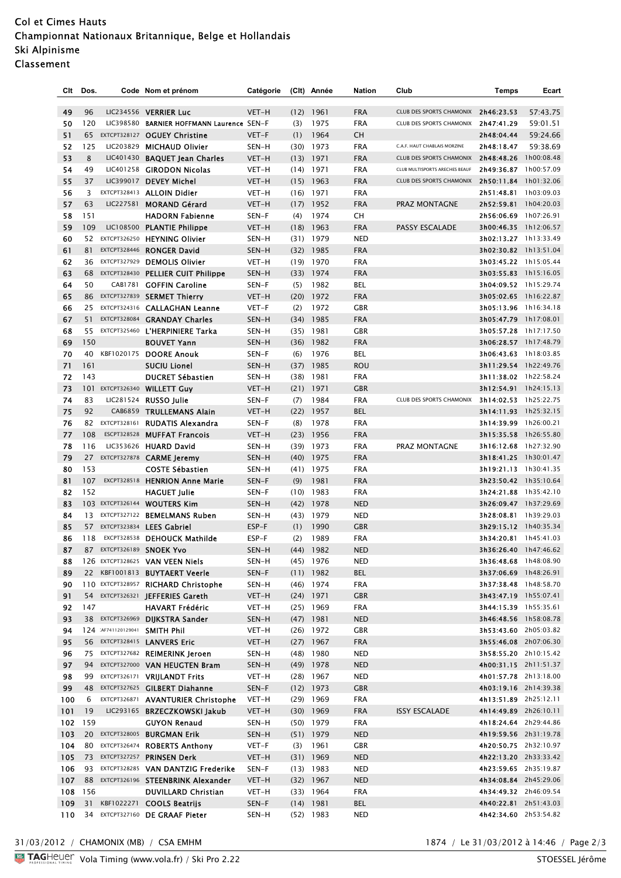Col et Cimes Hauts
Championnat Nationaux Britannique, Belge et Hollandais
Ski Alpinisme
Classement

| Clt | Dos. | Code | Nom et prénom | Catégorie | (Clt) | Année | Nation | Club | Temps | Ecart |
|---|---|---|---|---|---|---|---|---|---|---|
| 49 | 96 | LIC234556 | VERRIER Luc | VET-H | (12) | 1961 | FRA | CLUB DES SPORTS CHAMONIX | 2h46:23.53 | 57:43.75 |
| 50 | 120 | LIC398580 | BARNIER HOFFMANN Laurence | SEN-F | (3) | 1975 | FRA | CLUB DES SPORTS CHAMONIX | 2h47:41.29 | 59:01.51 |
| 51 | 65 | EXTCPT328127 | OGUEY Christine | VET-F | (1) | 1964 | CH | | 2h48:04.44 | 59:24.66 |
| 52 | 125 | LIC203829 | MICHAUD Olivier | SEN-H | (30) | 1973 | FRA | C.A.F. HAUT CHABLAIS MORZINE | 2h48:18.47 | 59:38.69 |
| 53 | 8 | LIC401430 | BAQUET Jean Charles | VET-H | (13) | 1971 | FRA | CLUB DES SPORTS CHAMONIX | 2h48:48.26 | 1h00:08.48 |
| 54 | 49 | LIC401258 | GIRODON Nicolas | VET-H | (14) | 1971 | FRA | CLUB MULTISPORTS ARECHES BEAUF | 2h49:36.87 | 1h00:57.09 |
| 55 | 37 | LIC399017 | DEVEY Michel | VET-H | (15) | 1963 | FRA | CLUB DES SPORTS CHAMONIX | 2h50:11.84 | 1h01:32.06 |
| 56 | 3 | EXTCPT328413 | ALLOIN Didier | VET-H | (16) | 1971 | FRA | | 2h51:48.81 | 1h03:09.03 |
| 57 | 63 | LIC227581 | MORAND Gérard | VET-H | (17) | 1952 | FRA | PRAZ MONTAGNE | 2h52:59.81 | 1h04:20.03 |
| 58 | 151 | | HADORN Fabienne | SEN-F | (4) | 1974 | CH | | 2h56:06.69 | 1h07:26.91 |
| 59 | 109 | LIC108500 | PLANTIE Philippe | VET-H | (18) | 1963 | FRA | PASSY ESCALADE | 3h00:46.35 | 1h12:06.57 |
| 60 | 52 | EXTCPT326250 | HEYNING Olivier | SEN-H | (31) | 1979 | NED | | 3h02:13.27 | 1h13:33.49 |
| 61 | 81 | EXTCPT328446 | RONGER David | SEN-H | (32) | 1985 | FRA | | 3h02:30.82 | 1h13:51.04 |
| 62 | 36 | EXTCPT327929 | DEMOLIS Olivier | VET-H | (19) | 1970 | FRA | | 3h03:45.22 | 1h15:05.44 |
| 63 | 68 | EXTCPT328430 | PELLIER CUIT Philippe | SEN-H | (33) | 1974 | FRA | | 3h03:55.83 | 1h15:16.05 |
| 64 | 50 | CAB1781 | GOFFIN Caroline | SEN-F | (5) | 1982 | BEL | | 3h04:09.52 | 1h15:29.74 |
| 65 | 86 | EXTCPT327839 | SERMET Thierry | VET-H | (20) | 1972 | FRA | | 3h05:02.65 | 1h16:22.87 |
| 66 | 25 | EXTCPT324316 | CALLAGHAN Leanne | VET-F | (2) | 1972 | GBR | | 3h05:13.96 | 1h16:34.18 |
| 67 | 51 | EXTCPT328084 | GRANDAY Charles | SEN-H | (34) | 1985 | FRA | | 3h05:47.79 | 1h17:08.01 |
| 68 | 55 | EXTCPT325460 | L'HERPINIERE Tarka | SEN-H | (35) | 1981 | GBR | | 3h05:57.28 | 1h17:17.50 |
| 69 | 150 | | BOUVET Yann | SEN-H | (36) | 1982 | FRA | | 3h06:28.57 | 1h17:48.79 |
| 70 | 40 | KBF1020175 | DOORE Anouk | SEN-F | (6) | 1976 | BEL | | 3h06:43.63 | 1h18:03.85 |
| 71 | 161 | | SUCIU Lionel | SEN-H | (37) | 1985 | ROU | | 3h11:29.54 | 1h22:49.76 |
| 72 | 143 | | DUCRET Sébastien | SEN-H | (38) | 1981 | FRA | | 3h11:38.02 | 1h22:58.24 |
| 73 | 101 | EXTCPT326340 | WILLETT Guy | VET-H | (21) | 1971 | GBR | | 3h12:54.91 | 1h24:15.13 |
| 74 | 83 | LIC281524 | RUSSO Julie | SEN-F | (7) | 1984 | FRA | CLUB DES SPORTS CHAMONIX | 3h14:02.53 | 1h25:22.75 |
| 75 | 92 | CAB6859 | TRULLEMANS Alain | VET-H | (22) | 1957 | BEL | | 3h14:11.93 | 1h25:32.15 |
| 76 | 82 | EXTCPT328161 | RUDATIS Alexandra | SEN-F | (8) | 1978 | FRA | | 3h14:39.99 | 1h26:00.21 |
| 77 | 108 | ESCPT328528 | MUFFAT Francois | VET-H | (23) | 1956 | FRA | | 3h15:35.58 | 1h26:55.80 |
| 78 | 116 | LIC353626 | HUARD David | SEN-H | (39) | 1973 | FRA | PRAZ MONTAGNE | 3h16:12.68 | 1h27:32.90 |
| 79 | 27 | EXTCPT327878 | CARME Jeremy | SEN-H | (40) | 1975 | FRA | | 3h18:41.25 | 1h30:01.47 |
| 80 | 153 | | COSTE Sébastien | SEN-H | (41) | 1975 | FRA | | 3h19:21.13 | 1h30:41.35 |
| 81 | 107 | EXCPT328518 | HENRION Anne Marie | SEN-F | (9) | 1981 | FRA | | 3h23:50.42 | 1h35:10.64 |
| 82 | 152 | | HAGUET Julie | SEN-F | (10) | 1983 | FRA | | 3h24:21.88 | 1h35:42.10 |
| 83 | 103 | EXTCPT326144 | WOUTERS Kim | SEN-H | (42) | 1978 | NED | | 3h26:09.47 | 1h37:29.69 |
| 84 | 13 | EXTCPT327122 | BEMELMANS Ruben | SEN-H | (43) | 1979 | NED | | 3h28:08.81 | 1h39:29.03 |
| 85 | 57 | EXTCPT323834 | LEES Gabriel | ESP-F | (1) | 1990 | GBR | | 3h29:15.12 | 1h40:35.34 |
| 86 | 118 | EXCPT328538 | DEHOUCK Mathilde | ESP-F | (2) | 1989 | FRA | | 3h34:20.81 | 1h45:41.03 |
| 87 | 87 | EXTCPT326189 | SNOEK Yvo | SEN-H | (44) | 1982 | NED | | 3h36:26.40 | 1h47:46.62 |
| 88 | 126 | EXTCPT328625 | VAN VEEN Niels | SEN-H | (45) | 1976 | NED | | 3h36:48.68 | 1h48:08.90 |
| 89 | 22 | KBF1001813 | BUYTAERT Veerle | SEN-F | (11) | 1982 | BEL | | 3h37:06.69 | 1h48:26.91 |
| 90 | 110 | EXTCPT328957 | RICHARD Christophe | SEN-H | (46) | 1974 | FRA | | 3h37:38.48 | 1h48:58.70 |
| 91 | 54 | EXTCPT326321 | JEFFERIES Gareth | VET-H | (24) | 1971 | GBR | | 3h43:47.19 | 1h55:07.41 |
| 92 | 147 | | HAVART Frédéric | VET-H | (25) | 1969 | FRA | | 3h44:15.39 | 1h55:35.61 |
| 93 | 38 | EXTCPT326969 | DIJKSTRA Sander | SEN-H | (47) | 1981 | NED | | 3h46:48.56 | 1h58:08.78 |
| 94 | 124 | :AF741120129041 | SMITH Phil | VET-H | (26) | 1972 | GBR | | 3h53:43.60 | 2h05:03.82 |
| 95 | 56 | EXTCPT328415 | LANVERS Eric | VET-H | (27) | 1967 | FRA | | 3h55:46.08 | 2h07:06.30 |
| 96 | 75 | EXTCPT327682 | REIMERINK Jeroen | SEN-H | (48) | 1980 | NED | | 3h58:55.20 | 2h10:15.42 |
| 97 | 94 | EXTCPT327000 | VAN HEUGTEN Bram | SEN-H | (49) | 1978 | NED | | 4h00:31.15 | 2h11:51.37 |
| 98 | 99 | EXTCPT326171 | VRIJLANDT Frits | VET-H | (28) | 1967 | NED | | 4h01:57.78 | 2h13:18.00 |
| 99 | 48 | EXTCPT327625 | GILBERT Diahanne | SEN-F | (12) | 1973 | GBR | | 4h03:19.16 | 2h14:39.38 |
| 100 | 6 | EXTCPT326871 | AVANTURIER Christophe | VET-H | (29) | 1969 | FRA | | 4h13:51.89 | 2h25:12.11 |
| 101 | 19 | LIC293165 | BRZECZKOWSKI Jakub | VET-H | (30) | 1969 | FRA | ISSY ESCALADE | 4h14:49.89 | 2h26:10.11 |
| 102 | 159 | | GUYON Renaud | SEN-H | (50) | 1979 | FRA | | 4h18:24.64 | 2h29:44.86 |
| 103 | 20 | EXTCPT328005 | BURGMAN Erik | SEN-H | (51) | 1979 | NED | | 4h19:59.56 | 2h31:19.78 |
| 104 | 80 | EXTCPT326474 | ROBERTS Anthony | VET-F | (3) | 1961 | GBR | | 4h20:50.75 | 2h32:10.97 |
| 105 | 73 | EXTCPT327257 | PRINSEN Derk | VET-H | (31) | 1969 | NED | | 4h22:13.20 | 2h33:33.42 |
| 106 | 93 | EXTCPT328285 | VAN DANTZIG Frederike | SEN-F | (13) | 1983 | NED | | 4h23:59.65 | 2h35:19.87 |
| 107 | 88 | EXTCPT326196 | STEENBRINK Alexander | VET-H | (32) | 1967 | NED | | 4h34:08.84 | 2h45:29.06 |
| 108 | 156 | | DUVILLARD Christian | VET-H | (33) | 1964 | FRA | | 4h34:49.32 | 2h46:09.54 |
| 109 | 31 | KBF1022271 | COOLS Beatrijs | SEN-F | (14) | 1981 | BEL | | 4h40:22.81 | 2h51:43.03 |
| 110 | 34 | EXTCPT327160 | DE GRAAF Pieter | SEN-H | (52) | 1983 | NED | | 4h42:34.60 | 2h53:54.82 |

31/03/2012 / CHAMONIX (MB) / CSA EMHM — 1874 / Le 31/03/2012 à 14:46

Vola Timing (www.vola.fr) / Ski Pro 2.22 — STOESSEL Jérôme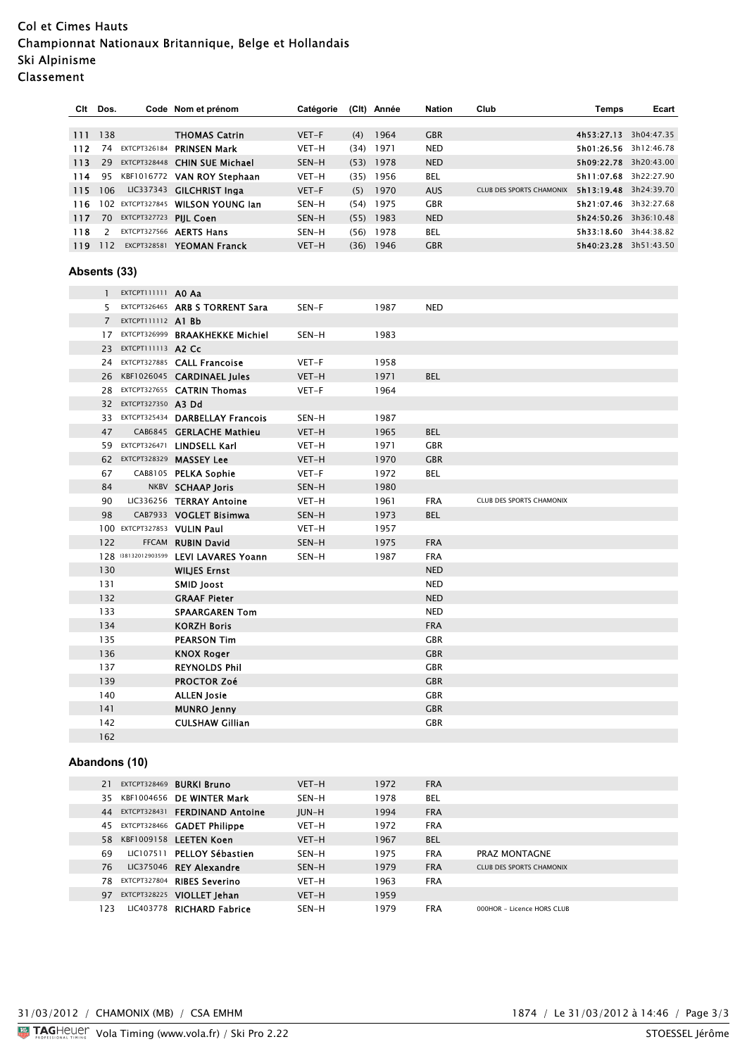Col et Cimes Hauts
Championnat Nationaux Britannique, Belge et Hollandais
Ski Alpinisme
Classement

| Clt | Dos. | Code | Nom et prénom | Catégorie | (Clt) | Année | Nation | Club | Temps | Ecart |
|---|---|---|---|---|---|---|---|---|---|---|
| 111 | 138 | | THOMAS Catrin | VET-F | (4) | 1964 | GBR | | 4h53:27.13 | 3h04:47.35 |
| 112 | 74 | EXTCPT326184 | PRINSEN Mark | VET-H | (34) | 1971 | NED | | 5h01:26.56 | 3h12:46.78 |
| 113 | 29 | EXTCPT328448 | CHIN SUE Michael | SEN-H | (53) | 1978 | NED | | 5h09:22.78 | 3h20:43.00 |
| 114 | 95 | KBF1016772 | VAN ROY Stephaan | VET-H | (35) | 1956 | BEL | | 5h11:07.68 | 3h22:27.90 |
| 115 | 106 | LIC337343 | GILCHRIST Inga | VET-F | (5) | 1970 | AUS | CLUB DES SPORTS CHAMONIX | 5h13:19.48 | 3h24:39.70 |
| 116 | 102 | EXTCPT327845 | WILSON YOUNG Ian | SEN-H | (54) | 1975 | GBR | | 5h21:07.46 | 3h32:27.68 |
| 117 | 70 | EXTCPT327723 | PIJL Coen | SEN-H | (55) | 1983 | NED | | 5h24:50.26 | 3h36:10.48 |
| 118 | 2 | EXTCPT327566 | AERTS Hans | SEN-H | (56) | 1978 | BEL | | 5h33:18.60 | 3h44:38.82 |
| 119 | 112 | EXCPT328581 | YEOMAN Franck | VET-H | (36) | 1946 | GBR | | 5h40:23.28 | 3h51:43.50 |

## Absents (33)

| Dos. | Code | Nom et prénom | Catégorie | Année | Nation | Club |
|---|---|---|---|---|---|---|
| 1 | EXTCPT111111 | A0 Aa | | | | |
| 5 | EXTCPT326465 | ARB S TORRENT Sara | SEN-F | 1987 | NED | |
| 7 | EXTCPT111112 | A1 Bb | | | | |
| 17 | EXTCPT326999 | BRAAKHEKKE Michiel | SEN-H | 1983 | | |
| 23 | EXTCPT111113 | A2 Cc | | | | |
| 24 | EXTCPT327885 | CALL Francoise | VET-F | 1958 | | |
| 26 | KBF1026045 | CARDINAEL Jules | VET-H | 1971 | BEL | |
| 28 | EXTCPT327655 | CATRIN Thomas | VET-F | 1964 | | |
| 32 | EXTCPT327350 | A3 Dd | | | | |
| 33 | EXTCPT325434 | DARBELLAY Francois | SEN-H | 1987 | | |
| 47 | CAB6845 | GERLACHE Mathieu | VET-H | 1965 | BEL | |
| 59 | EXTCPT326471 | LINDSELL Karl | VET-H | 1971 | GBR | |
| 62 | EXTCPT328329 | MASSEY Lee | VET-H | 1970 | GBR | |
| 67 | CAB8105 | PELKA Sophie | VET-F | 1972 | BEL | |
| 84 | NKBV | SCHAAP Joris | SEN-H | 1980 | | |
| 90 | LIC336256 | TERRAY Antoine | VET-H | 1961 | FRA | CLUB DES SPORTS CHAMONIX |
| 98 | CAB7933 | VOGLET Bisimwa | SEN-H | 1973 | BEL | |
| 100 | EXTCPT327853 | VULIN Paul | VET-H | 1957 | | |
| 122 | FFCAM | RUBIN David | SEN-H | 1975 | FRA | |
| 128 | I38132012903599 | LEVI LAVARES Yoann | SEN-H | 1987 | FRA | |
| 130 | | WILJES Ernst | | | NED | |
| 131 | | SMID Joost | | | NED | |
| 132 | | GRAAF Pieter | | | NED | |
| 133 | | SPAARGAREN Tom | | | NED | |
| 134 | | KORZH Boris | | | FRA | |
| 135 | | PEARSON Tim | | | GBR | |
| 136 | | KNOX Roger | | | GBR | |
| 137 | | REYNOLDS Phil | | | GBR | |
| 139 | | PROCTOR Zoé | | | GBR | |
| 140 | | ALLEN Josie | | | GBR | |
| 141 | | MUNRO Jenny | | | GBR | |
| 142 | | CULSHAW Gillian | | | GBR | |
| 162 | | | | | | |

## Abandons (10)

| Dos. | Code | Nom et prénom | Catégorie | Année | Nation | Club |
|---|---|---|---|---|---|---|
| 21 | EXTCPT328469 | BURKI Bruno | VET-H | 1972 | FRA | |
| 35 | KBF1004656 | DE WINTER Mark | SEN-H | 1978 | BEL | |
| 44 | EXTCPT328431 | FERDINAND Antoine | JUN-H | 1994 | FRA | |
| 45 | EXTCPT328466 | GADET Philippe | VET-H | 1972 | FRA | |
| 58 | KBF1009158 | LEETEN Koen | VET-H | 1967 | BEL | |
| 69 | LIC107511 | PELLOY Sébastien | SEN-H | 1975 | FRA | PRAZ MONTAGNE |
| 76 | LIC375046 | REY Alexandre | SEN-H | 1979 | FRA | CLUB DES SPORTS CHAMONIX |
| 78 | EXTCPT327804 | RIBES Severino | VET-H | 1963 | FRA | |
| 97 | EXTCPT328225 | VIOLLET Jehan | VET-H | 1959 | | |
| 123 | LIC403778 | RICHARD Fabrice | SEN-H | 1979 | FRA | 000HOR - Licence HORS CLUB |